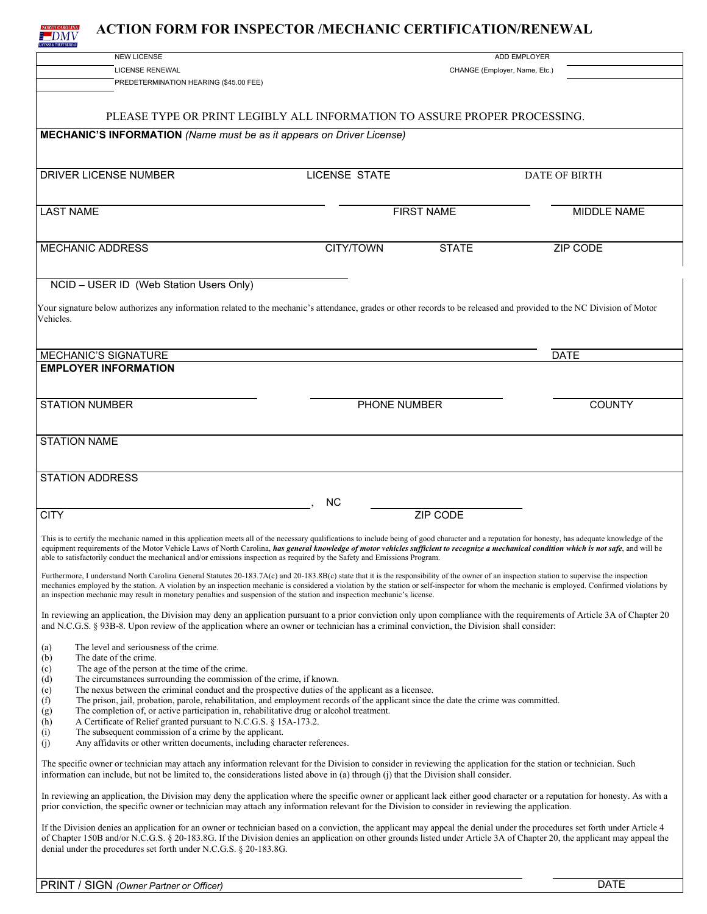# ACTION FORM FOR INSPECTOR /MECHANIC CERTIFICATION/RENEWAL

NEW LICENSE

LICENSE RENEWAL

PREDETERMINATION HEARING ($45.00 FEE)

ADD EMPLOYER

CHANGE (Employer, Name, Etc.)

PLEASE TYPE OR PRINT LEGIBLY ALL INFORMATION TO ASSURE PROPER PROCESSING.

**MECHANIC'S INFORMATION** *(Name must be as it appears on Driver License)*

| DRIVER LICENSE NUMBER | LICENSE STATE | | DATE OF BIRTH |
|---|---|---|---|
| LAST NAME | FIRST NAME | | MIDDLE NAME |
| MECHANIC ADDRESS | CITY/TOWN | STATE | ZIP CODE |

NCID – USER ID (Web Station Users Only)

Your signature below authorizes any information related to the mechanic's attendance, grades or other records to be released and provided to the NC Division of Motor Vehicles.

| MECHANIC'S SIGNATURE | DATE |
|---|---|

**EMPLOYER INFORMATION**

| STATION NUMBER | PHONE NUMBER | COUNTY |
|---|---|---|

STATION NAME

STATION ADDRESS

| CITY | , NC | ZIP CODE |
|---|---|---|

This is to certify the mechanic named in this application meets all of the necessary qualifications to include being of good character and a reputation for honesty, has adequate knowledge of the equipment requirements of the Motor Vehicle Laws of North Carolina, ***has general knowledge of motor vehicles sufficient to recognize a mechanical condition which is not safe***, and will be able to satisfactorily conduct the mechanical and/or emissions inspection as required by the Safety and Emissions Program.

Furthermore, I understand North Carolina General Statutes 20-183.7A(c) and 20-183.8B(c) state that it is the responsibility of the owner of an inspection station to supervise the inspection mechanics employed by the station. A violation by an inspection mechanic is considered a violation by the station or self-inspector for whom the mechanic is employed. Confirmed violations by an inspection mechanic may result in monetary penalties and suspension of the station and inspection mechanic's license.

In reviewing an application, the Division may deny an application pursuant to a prior conviction only upon compliance with the requirements of Article 3A of Chapter 20 and N.C.G.S. § 93B-8. Upon review of the application where an owner or technician has a criminal conviction, the Division shall consider:

(a) The level and seriousness of the crime.
(b) The date of the crime.
(c) The age of the person at the time of the crime.
(d) The circumstances surrounding the commission of the crime, if known.
(e) The nexus between the criminal conduct and the prospective duties of the applicant as a licensee.
(f) The prison, jail, probation, parole, rehabilitation, and employment records of the applicant since the date the crime was committed.
(g) The completion of, or active participation in, rehabilitative drug or alcohol treatment.
(h) A Certificate of Relief granted pursuant to N.C.G.S. § 15A-173.2.
(i) The subsequent commission of a crime by the applicant.
(j) Any affidavits or other written documents, including character references.

The specific owner or technician may attach any information relevant for the Division to consider in reviewing the application for the station or technician. Such information can include, but not be limited to, the considerations listed above in (a) through (j) that the Division shall consider.

In reviewing an application, the Division may deny the application where the specific owner or applicant lack either good character or a reputation for honesty. As with a prior conviction, the specific owner or technician may attach any information relevant for the Division to consider in reviewing the application.

If the Division denies an application for an owner or technician based on a conviction, the applicant may appeal the denial under the procedures set forth under Article 4 of Chapter 150B and/or N.C.G.S. § 20-183.8G. If the Division denies an application on other grounds listed under Article 3A of Chapter 20, the applicant may appeal the denial under the procedures set forth under N.C.G.S. § 20-183.8G.

| PRINT / SIGN *(Owner Partner or Officer)* | DATE |
|---|---|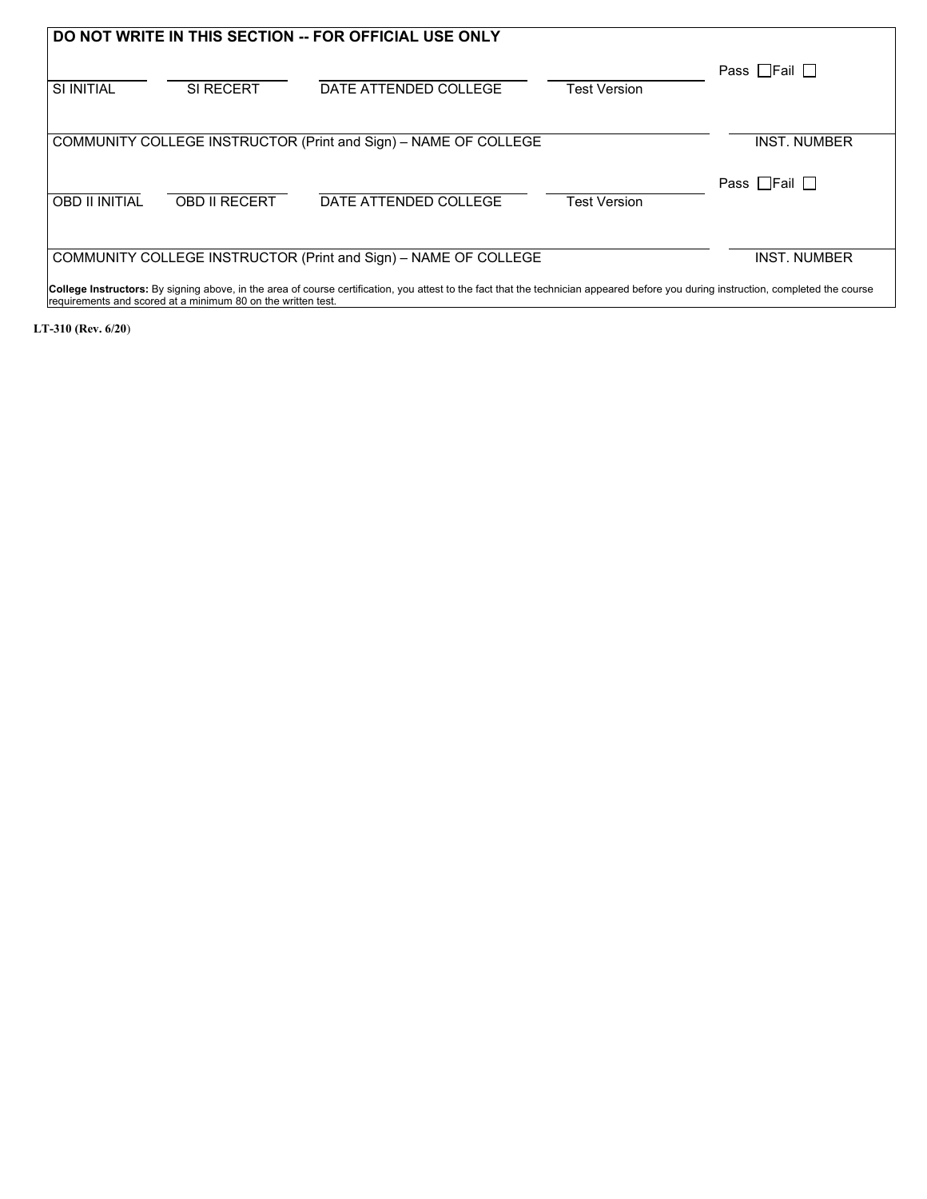**DO NOT WRITE IN THIS SECTION -- FOR OFFICIAL USE ONLY**

| | | | | |
|---|---|---|---|---|
| | | | | Pass ☐ Fail ☐ |
| SI INITIAL | SI RECERT | DATE ATTENDED COLLEGE | Test Version | |
| COMMUNITY COLLEGE INSTRUCTOR (Print and Sign) – NAME OF COLLEGE | | | | INST. NUMBER |
| | | | | Pass ☐ Fail ☐ |
| OBD II INITIAL | OBD II RECERT | DATE ATTENDED COLLEGE | Test Version | |
| COMMUNITY COLLEGE INSTRUCTOR (Print and Sign) – NAME OF COLLEGE | | | | INST. NUMBER |

**College Instructors:** By signing above, in the area of course certification, you attest to the fact that the technician appeared before you during instruction, completed the course requirements and scored at a minimum 80 on the written test.

**LT-310 (Rev. 6/20)**